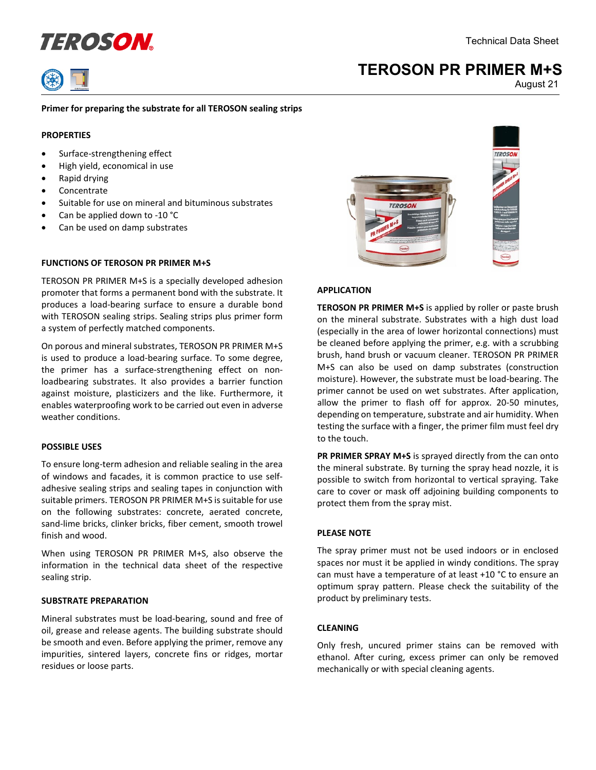TEROSON

Technical Data Sheet

# TEROSON PR PRIMER M+S

August 21

**Primer for preparing the substrate for all TEROSON sealing strips**

## PROPERTIES

- Surface-strengthening effect
- High yield, economical in use
- Rapid drying
- Concentrate
- Suitable for use on mineral and bituminous substrates
- Can be applied down to -10 °C
- Can be used on damp substrates

## FUNCTIONS OF TEROSON PR PRIMER M+S

TEROSON PR PRIMER M+S is a specially developed adhesion promoter that forms a permanent bond with the substrate. It produces a load-bearing surface to ensure a durable bond with TEROSON sealing strips. Sealing strips plus primer form a system of perfectly matched components.

On porous and mineral substrates, TEROSON PR PRIMER M+S is used to produce a load-bearing surface. To some degree, the primer has a surface-strengthening effect on non-loadbearing substrates. It also provides a barrier function against moisture, plasticizers and the like. Furthermore, it enables waterproofing work to be carried out even in adverse weather conditions.

## POSSIBLE USES

To ensure long-term adhesion and reliable sealing in the area of windows and facades, it is common practice to use self-adhesive sealing strips and sealing tapes in conjunction with suitable primers. TEROSON PR PRIMER M+S is suitable for use on the following substrates: concrete, aerated concrete, sand-lime bricks, clinker bricks, fiber cement, smooth trowel finish and wood.

When using TEROSON PR PRIMER M+S, also observe the information in the technical data sheet of the respective sealing strip.

## SUBSTRATE PREPARATION

Mineral substrates must be load-bearing, sound and free of oil, grease and release agents. The building substrate should be smooth and even. Before applying the primer, remove any impurities, sintered layers, concrete fins or ridges, mortar residues or loose parts.

## APPLICATION

**TEROSON PR PRIMER M+S** is applied by roller or paste brush on the mineral substrate. Substrates with a high dust load (especially in the area of lower horizontal connections) must be cleaned before applying the primer, e.g. with a scrubbing brush, hand brush or vacuum cleaner. TEROSON PR PRIMER M+S can also be used on damp substrates (construction moisture). However, the substrate must be load-bearing. The primer cannot be used on wet substrates. After application, allow the primer to flash off for approx. 20-50 minutes, depending on temperature, substrate and air humidity. When testing the surface with a finger, the primer film must feel dry to the touch.

**PR PRIMER SPRAY M+S** is sprayed directly from the can onto the mineral substrate. By turning the spray head nozzle, it is possible to switch from horizontal to vertical spraying. Take care to cover or mask off adjoining building components to protect them from the spray mist.

## PLEASE NOTE

The spray primer must not be used indoors or in enclosed spaces nor must it be applied in windy conditions. The spray can must have a temperature of at least +10 °C to ensure an optimum spray pattern. Please check the suitability of the product by preliminary tests.

## CLEANING

Only fresh, uncured primer stains can be removed with ethanol. After curing, excess primer can only be removed mechanically or with special cleaning agents.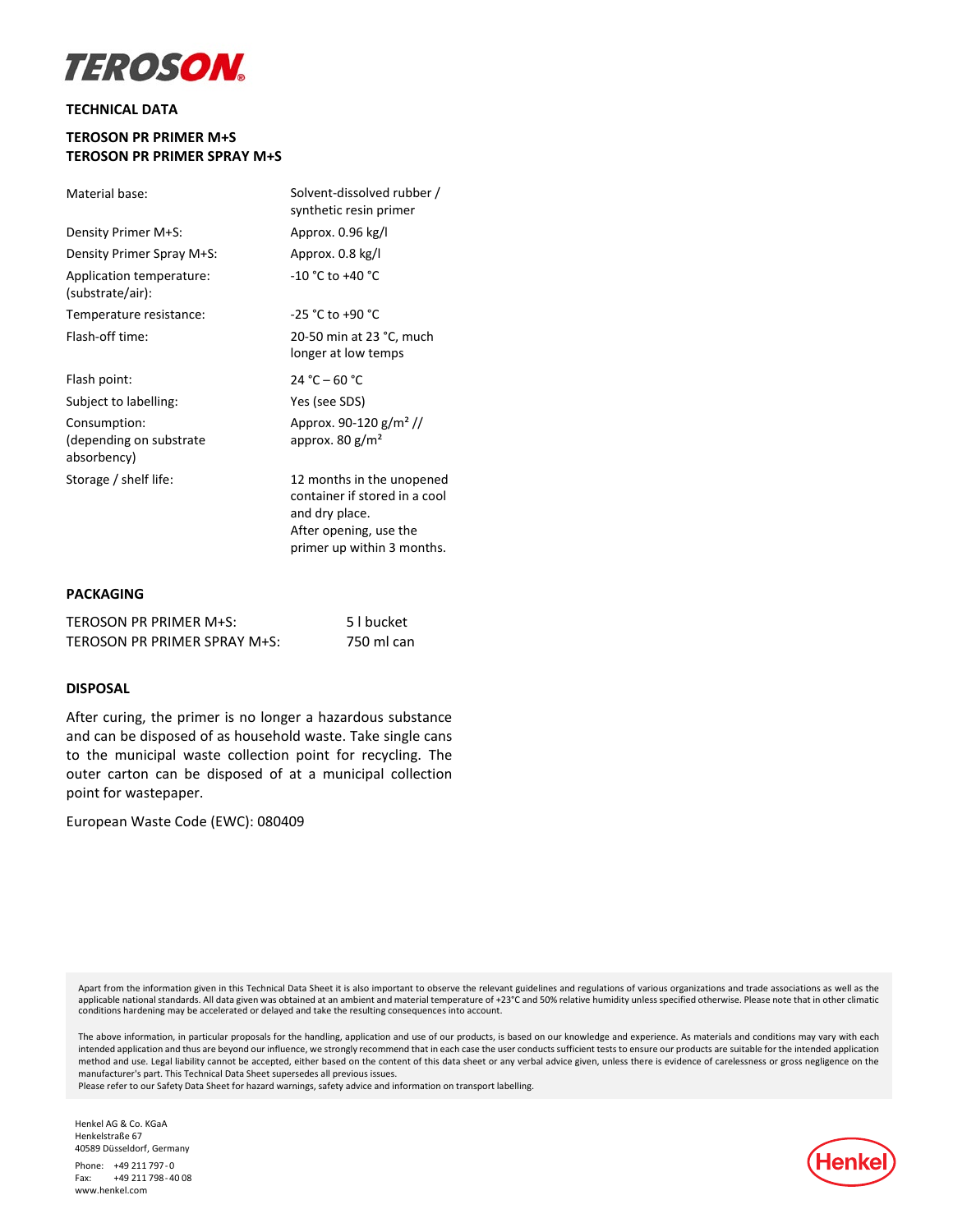TEROSON

## TECHNICAL DATA

### TEROSON PR PRIMER M+S
### TEROSON PR PRIMER SPRAY M+S

| | |
|---|---|
| Material base: | Solvent-dissolved rubber / synthetic resin primer |
| Density Primer M+S: | Approx. 0.96 kg/l |
| Density Primer Spray M+S: | Approx. 0.8 kg/l |
| Application temperature: (substrate/air): | -10 °C to +40 °C |
| Temperature resistance: | -25 °C to +90 °C |
| Flash-off time: | 20-50 min at 23 °C, much longer at low temps |
| Flash point: | 24 °C – 60 °C |
| Subject to labelling: | Yes (see SDS) |
| Consumption: (depending on substrate absorbency) | Approx. 90-120 g/m² // approx. 80 g/m² |
| Storage / shelf life: | 12 months in the unopened container if stored in a cool and dry place. After opening, use the primer up within 3 months. |

## PACKAGING

| | |
|---|---|
| TEROSON PR PRIMER M+S: | 5 l bucket |
| TEROSON PR PRIMER SPRAY M+S: | 750 ml can |

## DISPOSAL

After curing, the primer is no longer a hazardous substance and can be disposed of as household waste. Take single cans to the municipal waste collection point for recycling. The outer carton can be disposed of at a municipal collection point for wastepaper.

European Waste Code (EWC): 080409

Apart from the information given in this Technical Data Sheet it is also important to observe the relevant guidelines and regulations of various organizations and trade associations as well as the applicable national standards. All data given was obtained at an ambient and material temperature of +23°C and 50% relative humidity unless specified otherwise. Please note that in other climatic conditions hardening may be accelerated or delayed and take the resulting consequences into account.

The above information, in particular proposals for the handling, application and use of our products, is based on our knowledge and experience. As materials and conditions may vary with each intended application and thus are beyond our influence, we strongly recommend that in each case the user conducts sufficient tests to ensure our products are suitable for the intended application method and use. Legal liability cannot be accepted, either based on the content of this data sheet or any verbal advice given, unless there is evidence of carelessness or gross negligence on the manufacturer's part. This Technical Data Sheet supersedes all previous issues.
Please refer to our Safety Data Sheet for hazard warnings, safety advice and information on transport labelling.

Henkel AG & Co. KGaA
Henkelstraße 67
40589 Düsseldorf, Germany

Phone: +49 211 797-0
Fax: +49 211 798-40 08
www.henkel.com

Henkel